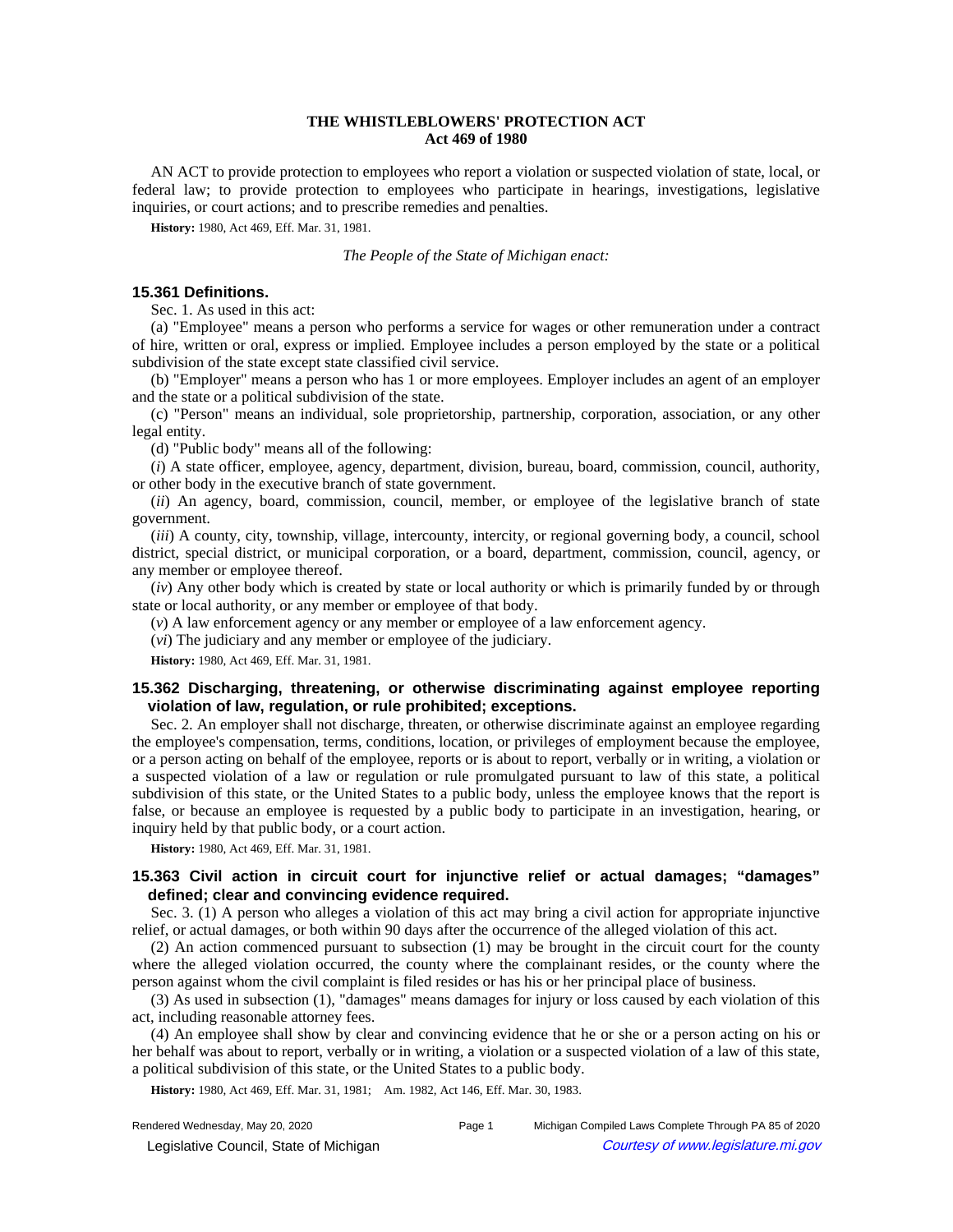# THE WHISTLEBLOWERS' PROTECTION ACT
## Act 469 of 1980

AN ACT to provide protection to employees who report a violation or suspected violation of state, local, or federal law; to provide protection to employees who participate in hearings, investigations, legislative inquiries, or court actions; and to prescribe remedies and penalties.

**History:** 1980, Act 469, Eff. Mar. 31, 1981.

*The People of the State of Michigan enact:*

### 15.361 Definitions.

Sec. 1. As used in this act:

(a) "Employee" means a person who performs a service for wages or other remuneration under a contract of hire, written or oral, express or implied. Employee includes a person employed by the state or a political subdivision of the state except state classified civil service.

(b) "Employer" means a person who has 1 or more employees. Employer includes an agent of an employer and the state or a political subdivision of the state.

(c) "Person" means an individual, sole proprietorship, partnership, corporation, association, or any other legal entity.

(d) "Public body" means all of the following:

(*i*) A state officer, employee, agency, department, division, bureau, board, commission, council, authority, or other body in the executive branch of state government.

(*ii*) An agency, board, commission, council, member, or employee of the legislative branch of state government.

(*iii*) A county, city, township, village, intercounty, intercity, or regional governing body, a council, school district, special district, or municipal corporation, or a board, department, commission, council, agency, or any member or employee thereof.

(*iv*) Any other body which is created by state or local authority or which is primarily funded by or through state or local authority, or any member or employee of that body.

(*v*) A law enforcement agency or any member or employee of a law enforcement agency.

(*vi*) The judiciary and any member or employee of the judiciary.

**History:** 1980, Act 469, Eff. Mar. 31, 1981.

### 15.362 Discharging, threatening, or otherwise discriminating against employee reporting violation of law, regulation, or rule prohibited; exceptions.

Sec. 2. An employer shall not discharge, threaten, or otherwise discriminate against an employee regarding the employee's compensation, terms, conditions, location, or privileges of employment because the employee, or a person acting on behalf of the employee, reports or is about to report, verbally or in writing, a violation or a suspected violation of a law or regulation or rule promulgated pursuant to law of this state, a political subdivision of this state, or the United States to a public body, unless the employee knows that the report is false, or because an employee is requested by a public body to participate in an investigation, hearing, or inquiry held by that public body, or a court action.

**History:** 1980, Act 469, Eff. Mar. 31, 1981.

### 15.363 Civil action in circuit court for injunctive relief or actual damages; "damages" defined; clear and convincing evidence required.

Sec. 3. (1) A person who alleges a violation of this act may bring a civil action for appropriate injunctive relief, or actual damages, or both within 90 days after the occurrence of the alleged violation of this act.

(2) An action commenced pursuant to subsection (1) may be brought in the circuit court for the county where the alleged violation occurred, the county where the complainant resides, or the county where the person against whom the civil complaint is filed resides or has his or her principal place of business.

(3) As used in subsection (1), "damages" means damages for injury or loss caused by each violation of this act, including reasonable attorney fees.

(4) An employee shall show by clear and convincing evidence that he or she or a person acting on his or her behalf was about to report, verbally or in writing, a violation or a suspected violation of a law of this state, a political subdivision of this state, or the United States to a public body.

**History:** 1980, Act 469, Eff. Mar. 31, 1981;—Am. 1982, Act 146, Eff. Mar. 30, 1983.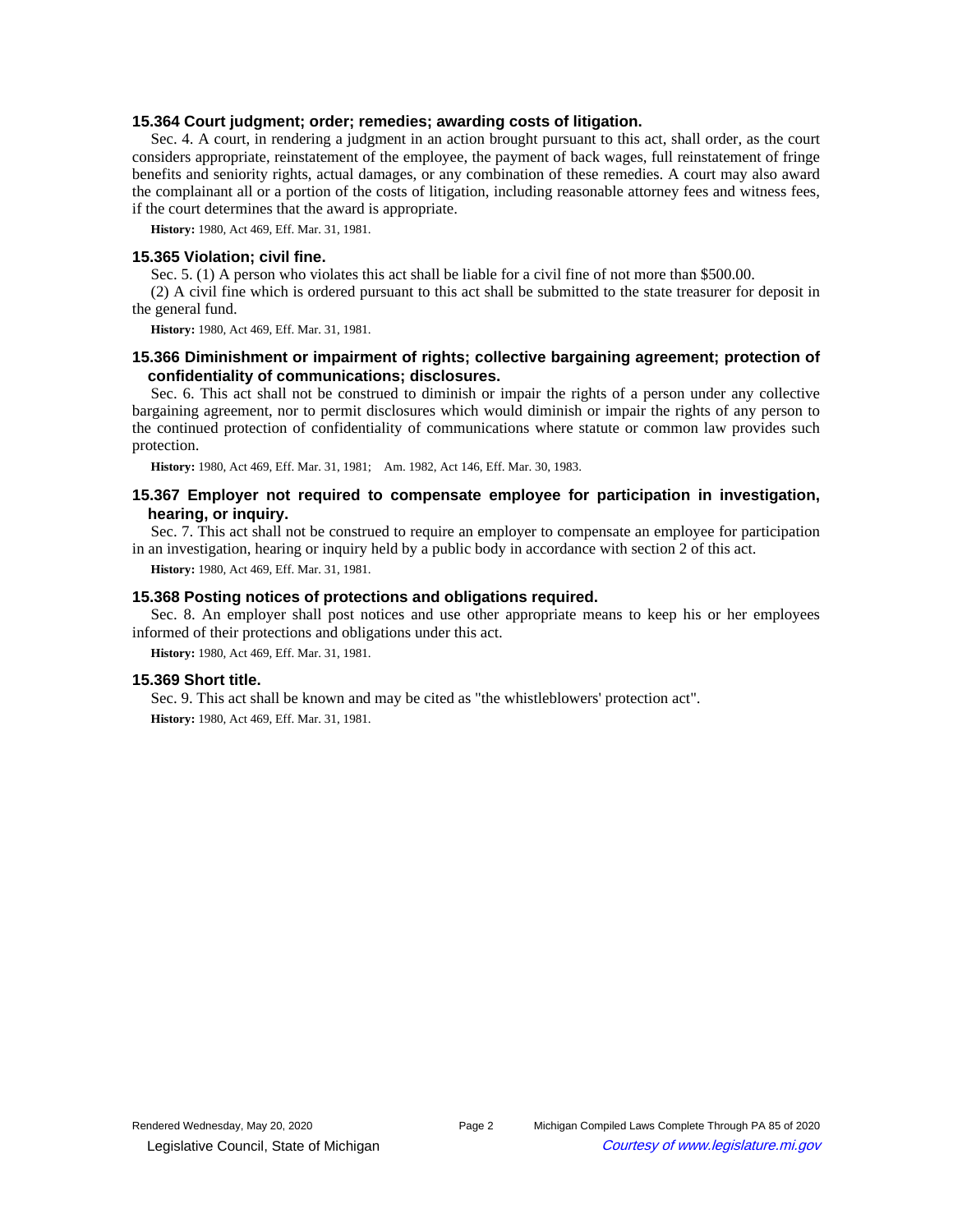### 15.364 Court judgment; order; remedies; awarding costs of litigation.

Sec. 4. A court, in rendering a judgment in an action brought pursuant to this act, shall order, as the court considers appropriate, reinstatement of the employee, the payment of back wages, full reinstatement of fringe benefits and seniority rights, actual damages, or any combination of these remedies. A court may also award the complainant all or a portion of the costs of litigation, including reasonable attorney fees and witness fees, if the court determines that the award is appropriate.

**History:** 1980, Act 469, Eff. Mar. 31, 1981.

### 15.365 Violation; civil fine.

Sec. 5. (1) A person who violates this act shall be liable for a civil fine of not more than $500.00.

(2) A civil fine which is ordered pursuant to this act shall be submitted to the state treasurer for deposit in the general fund.

**History:** 1980, Act 469, Eff. Mar. 31, 1981.

### 15.366 Diminishment or impairment of rights; collective bargaining agreement; protection of confidentiality of communications; disclosures.

Sec. 6. This act shall not be construed to diminish or impair the rights of a person under any collective bargaining agreement, nor to permit disclosures which would diminish or impair the rights of any person to the continued protection of confidentiality of communications where statute or common law provides such protection.

**History:** 1980, Act 469, Eff. Mar. 31, 1981; Am. 1982, Act 146, Eff. Mar. 30, 1983.

### 15.367 Employer not required to compensate employee for participation in investigation, hearing, or inquiry.

Sec. 7. This act shall not be construed to require an employer to compensate an employee for participation in an investigation, hearing or inquiry held by a public body in accordance with section 2 of this act.

**History:** 1980, Act 469, Eff. Mar. 31, 1981.

### 15.368 Posting notices of protections and obligations required.

Sec. 8. An employer shall post notices and use other appropriate means to keep his or her employees informed of their protections and obligations under this act.

**History:** 1980, Act 469, Eff. Mar. 31, 1981.

### 15.369 Short title.

Sec. 9. This act shall be known and may be cited as "the whistleblowers' protection act".

**History:** 1980, Act 469, Eff. Mar. 31, 1981.